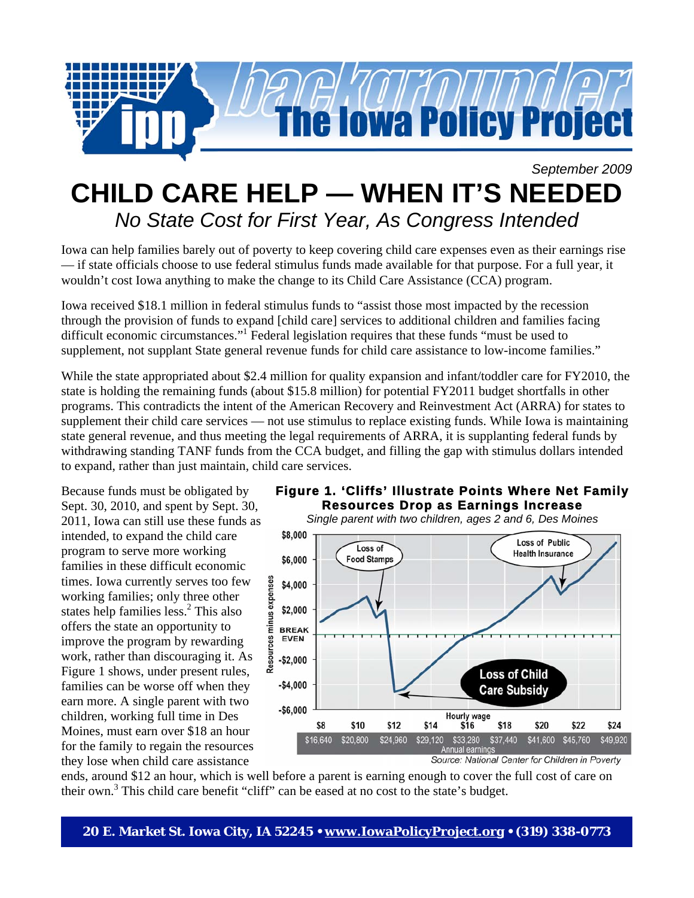# backgrounder — The Iowa Policy Project

September 2009

# CHILD CARE HELP — WHEN IT'S NEEDED

## *No State Cost for First Year, As Congress Intended*

Iowa can help families barely out of poverty to keep covering child care expenses even as their earnings rise — if state officials choose to use federal stimulus funds made available for that purpose. For a full year, it wouldn't cost Iowa anything to make the change to its Child Care Assistance (CCA) program.

Iowa received $18.1 million in federal stimulus funds to "assist those most impacted by the recession through the provision of funds to expand [child care] services to additional children and families facing difficult economic circumstances."[1] Federal legislation requires that these funds "must be used to supplement, not supplant State general revenue funds for child care assistance to low-income families."

While the state appropriated about $2.4 million for quality expansion and infant/toddler care for FY2010, the state is holding the remaining funds (about $15.8 million) for potential FY2011 budget shortfalls in other programs. This contradicts the intent of the American Recovery and Reinvestment Act (ARRA) for states to supplement their child care services — not use stimulus to replace existing funds. While Iowa is maintaining state general revenue, and thus meeting the legal requirements of ARRA, it is supplanting federal funds by withdrawing standing TANF funds from the CCA budget, and filling the gap with stimulus dollars intended to expand, rather than just maintain, child care services.

Because funds must be obligated by Sept. 30, 2010, and spent by Sept. 30, 2011, Iowa can still use these funds as intended, to expand the child care program to serve more working families in these difficult economic times. Iowa currently serves too few working families; only three other states help families less.[2] This also offers the state an opportunity to improve the program by rewarding work, rather than discouraging it. As Figure 1 shows, under present rules, families can be worse off when they earn more. A single parent with two children, working full time in Des Moines, must earn over $18 an hour for the family to regain the resources they lose when child care assistance ends, around $12 an hour, which is well before a parent is earning enough to cover the full cost of care on their own.[3] This child care benefit "cliff" can be eased at no cost to the state's budget.

**Figure 1. 'Cliffs' Illustrate Points Where Net Family Resources Drop as Earnings Increase**

*Single parent with two children, ages 2 and 6, Des Moines*

Source: National Center for Children in Poverty

20 E. Market St. Iowa City, IA 52245 • www.IowaPolicyProject.org • (319) 338-0773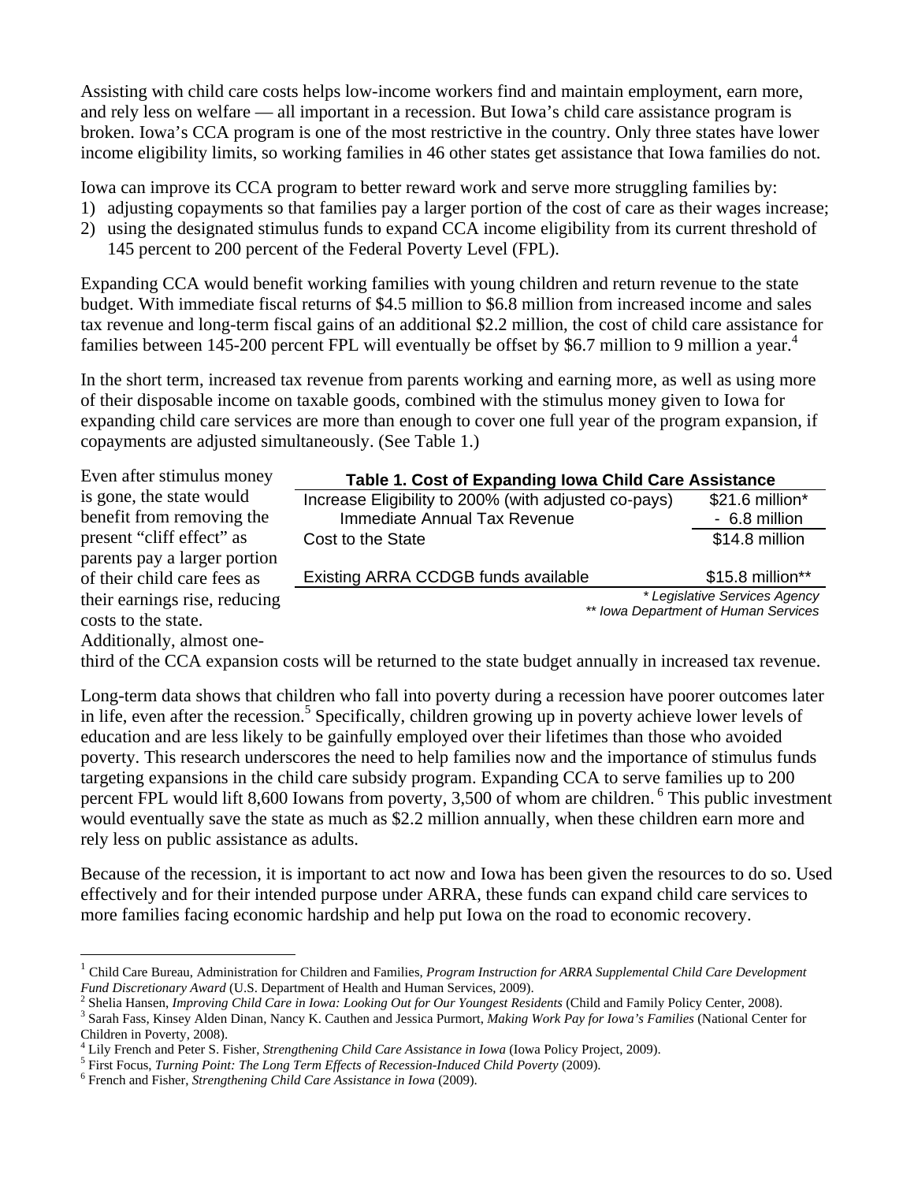Assisting with child care costs helps low-income workers find and maintain employment, earn more, and rely less on welfare — all important in a recession. But Iowa's child care assistance program is broken. Iowa's CCA program is one of the most restrictive in the country. Only three states have lower income eligibility limits, so working families in 46 other states get assistance that Iowa families do not.

Iowa can improve its CCA program to better reward work and serve more struggling families by:

1) adjusting copayments so that families pay a larger portion of the cost of care as their wages increase;
2) using the designated stimulus funds to expand CCA income eligibility from its current threshold of 145 percent to 200 percent of the Federal Poverty Level (FPL).

Expanding CCA would benefit working families with young children and return revenue to the state budget. With immediate fiscal returns of $4.5 million to $6.8 million from increased income and sales tax revenue and long-term fiscal gains of an additional $2.2 million, the cost of child care assistance for families between 145-200 percent FPL will eventually be offset by $6.7 million to 9 million a year.[4]

In the short term, increased tax revenue from parents working and earning more, as well as using more of their disposable income on taxable goods, combined with the stimulus money given to Iowa for expanding child care services are more than enough to cover one full year of the program expansion, if copayments are adjusted simultaneously. (See Table 1.)

**Table 1. Cost of Expanding Iowa Child Care Assistance**

| | |
|---|---|
| Increase Eligibility to 200% (with adjusted co-pays) | $21.6 million* |
| Immediate Annual Tax Revenue | - 6.8 million |
| Cost to the State | $14.8 million |
| Existing ARRA CCDGB funds available | $15.8 million** |

*\* Legislative Services Agency*
*\*\* Iowa Department of Human Services*

Even after stimulus money is gone, the state would benefit from removing the present "cliff effect" as parents pay a larger portion of their child care fees as their earnings rise, reducing costs to the state. Additionally, almost one-third of the CCA expansion costs will be returned to the state budget annually in increased tax revenue.

Long-term data shows that children who fall into poverty during a recession have poorer outcomes later in life, even after the recession.[5] Specifically, children growing up in poverty achieve lower levels of education and are less likely to be gainfully employed over their lifetimes than those who avoided poverty. This research underscores the need to help families now and the importance of stimulus funds targeting expansions in the child care subsidy program. Expanding CCA to serve families up to 200 percent FPL would lift 8,600 Iowans from poverty, 3,500 of whom are children.[6] This public investment would eventually save the state as much as $2.2 million annually, when these children earn more and rely less on public assistance as adults.

Because of the recession, it is important to act now and Iowa has been given the resources to do so. Used effectively and for their intended purpose under ARRA, these funds can expand child care services to more families facing economic hardship and help put Iowa on the road to economic recovery.

---

[1] Child Care Bureau, Administration for Children and Families, *Program Instruction for ARRA Supplemental Child Care Development Fund Discretionary Award* (U.S. Department of Health and Human Services, 2009).

[2] Shelia Hansen, *Improving Child Care in Iowa: Looking Out for Our Youngest Residents* (Child and Family Policy Center, 2008).

[3] Sarah Fass, Kinsey Alden Dinan, Nancy K. Cauthen and Jessica Purmort, *Making Work Pay for Iowa's Families* (National Center for Children in Poverty, 2008).

[4] Lily French and Peter S. Fisher, *Strengthening Child Care Assistance in Iowa* (Iowa Policy Project, 2009).

[5] First Focus, *Turning Point: The Long Term Effects of Recession-Induced Child Poverty* (2009).

[6] French and Fisher, *Strengthening Child Care Assistance in Iowa* (2009).